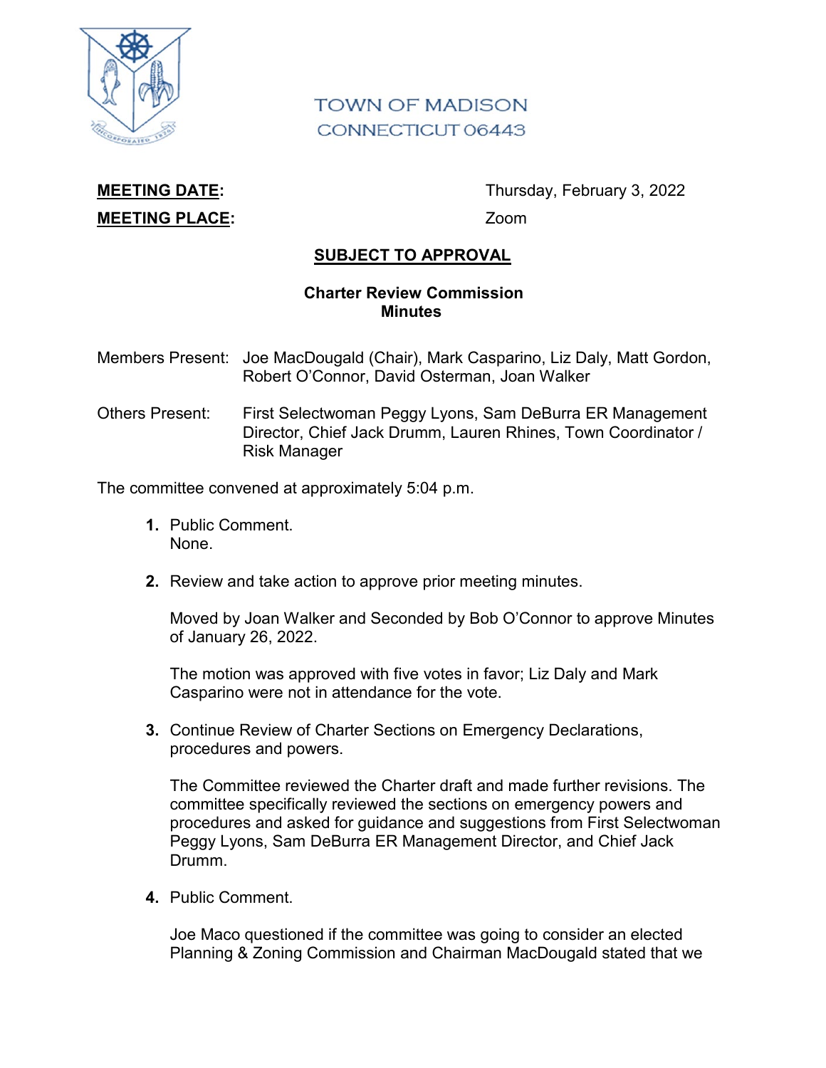TOWN OF MADISON
CONNECTICUT 06443

**MEETING DATE:** Thursday, February 3, 2022

**MEETING PLACE:** Zoom

## SUBJECT TO APPROVAL

### Charter Review Commission Minutes

Members Present: Joe MacDougald (Chair), Mark Casparino, Liz Daly, Matt Gordon, Robert O'Connor, David Osterman, Joan Walker

Others Present: First Selectwoman Peggy Lyons, Sam DeBurra ER Management Director, Chief Jack Drumm, Lauren Rhines, Town Coordinator / Risk Manager

The committee convened at approximately 5:04 p.m.

1. Public Comment.
   None.

2. Review and take action to approve prior meeting minutes.

   Moved by Joan Walker and Seconded by Bob O'Connor to approve Minutes of January 26, 2022.

   The motion was approved with five votes in favor; Liz Daly and Mark Casparino were not in attendance for the vote.

3. Continue Review of Charter Sections on Emergency Declarations, procedures and powers.

   The Committee reviewed the Charter draft and made further revisions. The committee specifically reviewed the sections on emergency powers and procedures and asked for guidance and suggestions from First Selectwoman Peggy Lyons, Sam DeBurra ER Management Director, and Chief Jack Drumm.

4. Public Comment.

   Joe Maco questioned if the committee was going to consider an elected Planning & Zoning Commission and Chairman MacDougald stated that we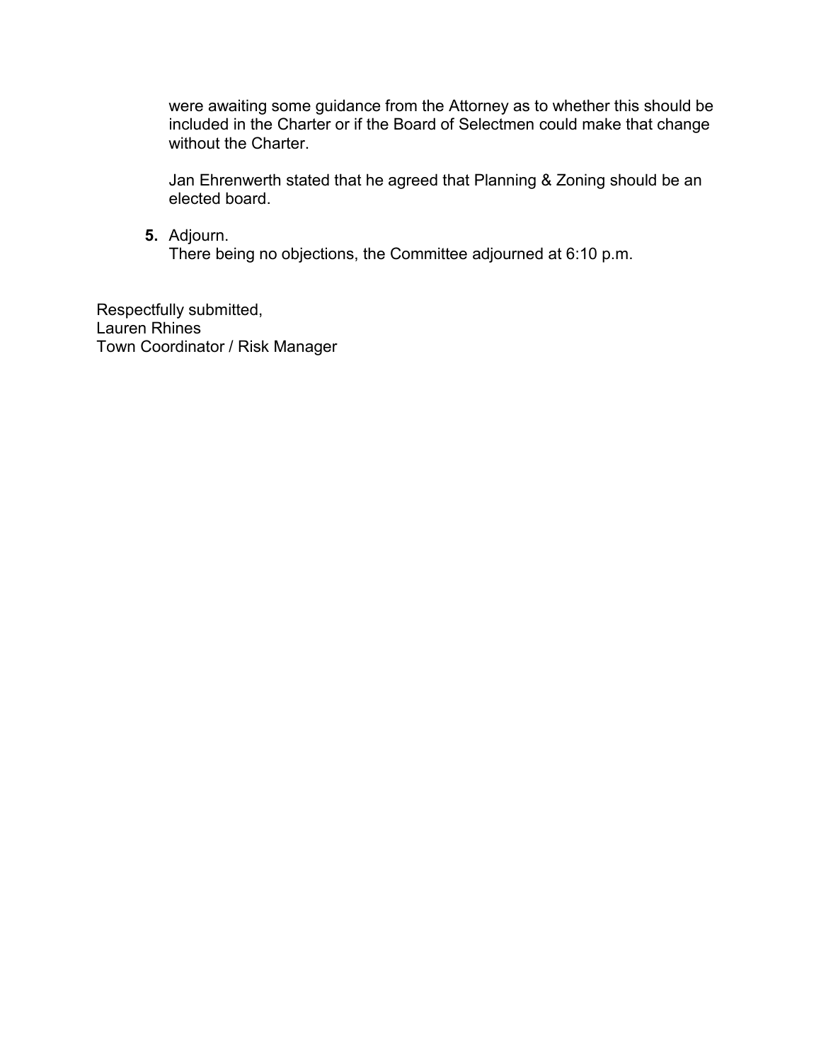were awaiting some guidance from the Attorney as to whether this should be included in the Charter or if the Board of Selectmen could make that change without the Charter.

Jan Ehrenwerth stated that he agreed that Planning & Zoning should be an elected board.

**5.** Adjourn.
There being no objections, the Committee adjourned at 6:10 p.m.

Respectfully submitted,
Lauren Rhines
Town Coordinator / Risk Manager